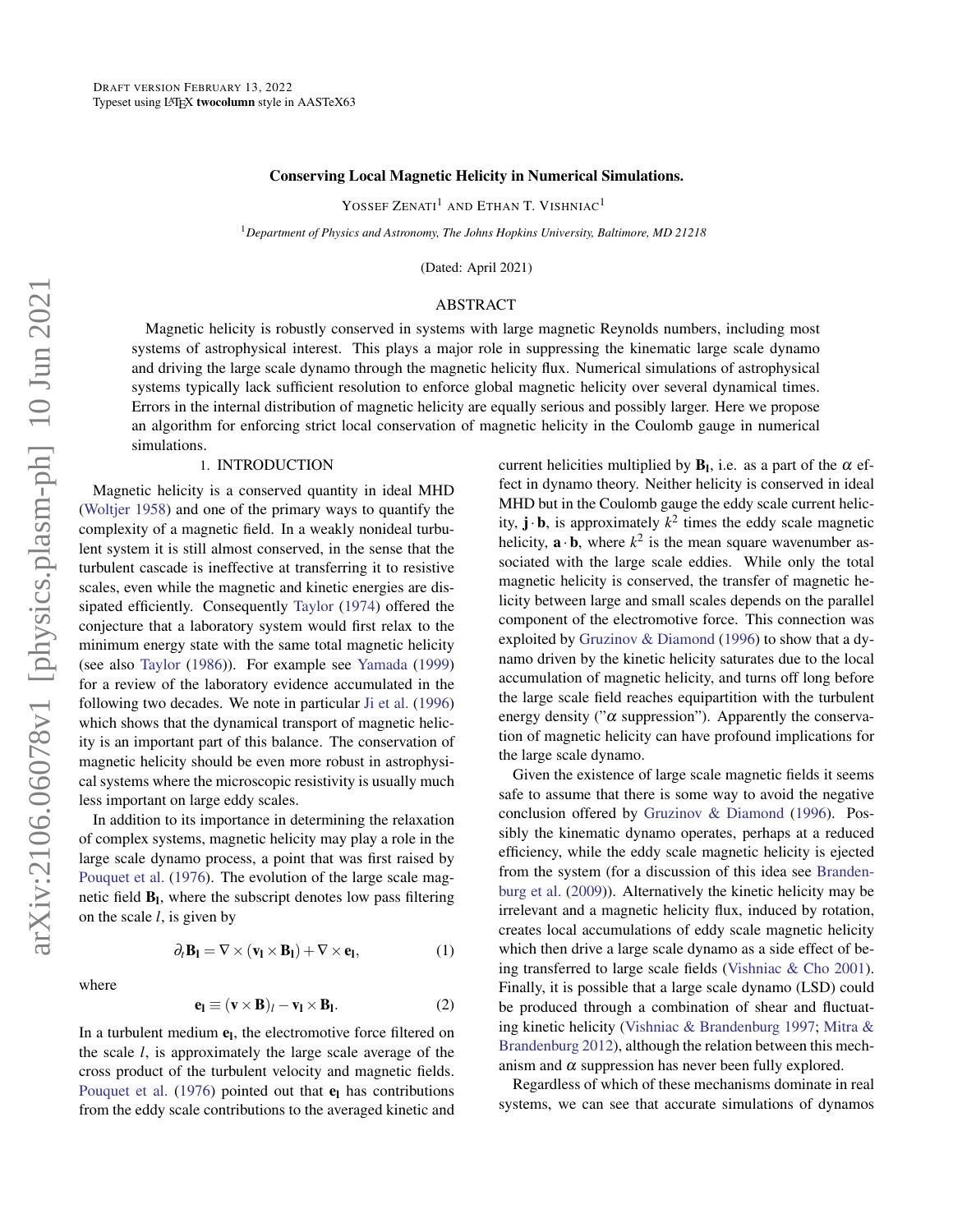# Conserving Local Magnetic Helicity in Numerical Simulations.

Yossef Zenati[1] and Ethan T. Vishniac[1]

[1]*Department of Physics and Astronomy, The Johns Hopkins University, Baltimore, MD 21218*

(Dated: April 2021)

## ABSTRACT

Magnetic helicity is robustly conserved in systems with large magnetic Reynolds numbers, including most systems of astrophysical interest. This plays a major role in suppressing the kinematic large scale dynamo and driving the large scale dynamo through the magnetic helicity flux. Numerical simulations of astrophysical systems typically lack sufficient resolution to enforce global magnetic helicity over several dynamical times. Errors in the internal distribution of magnetic helicity are equally serious and possibly larger. Here we propose an algorithm for enforcing strict local conservation of magnetic helicity in the Coulomb gauge in numerical simulations.

## 1. INTRODUCTION

Magnetic helicity is a conserved quantity in ideal MHD (Woltjer 1958) and one of the primary ways to quantify the complexity of a magnetic field. In a weakly nonideal turbulent system it is still almost conserved, in the sense that the turbulent cascade is ineffective at transferring it to resistive scales, even while the magnetic and kinetic energies are dissipated efficiently. Consequently Taylor (1974) offered the conjecture that a laboratory system would first relax to the minimum energy state with the same total magnetic helicity (see also Taylor (1986)). For example see Yamada (1999) for a review of the laboratory evidence accumulated in the following two decades. We note in particular Ji et al. (1996) which shows that the dynamical transport of magnetic helicity is an important part of this balance. The conservation of magnetic helicity should be even more robust in astrophysical systems where the microscopic resistivity is usually much less important on large eddy scales.

In addition to its importance in determining the relaxation of complex systems, magnetic helicity may play a role in the large scale dynamo process, a point that was first raised by Pouquet et al. (1976). The evolution of the large scale magnetic field $\mathbf{B_l}$, where the subscript denotes low pass filtering on the scale $l$, is given by

$$\partial_t \mathbf{B_l} = \nabla \times (\mathbf{v_l} \times \mathbf{B_l}) + \nabla \times \mathbf{e_l}, \tag{1}$$

where

$$\mathbf{e_l} \equiv (\mathbf{v} \times \mathbf{B})_l - \mathbf{v_l} \times \mathbf{B_l}. \tag{2}$$

In a turbulent medium $\mathbf{e_l}$, the electromotive force filtered on the scale $l$, is approximately the large scale average of the cross product of the turbulent velocity and magnetic fields. Pouquet et al. (1976) pointed out that $\mathbf{e_l}$ has contributions from the eddy scale contributions to the averaged kinetic and current helicities multiplied by $\mathbf{B_l}$, i.e. as a part of the $\alpha$ effect in dynamo theory. Neither helicity is conserved in ideal MHD but in the Coulomb gauge the eddy scale current helicity, $\mathbf{j} \cdot \mathbf{b}$, is approximately $k^2$ times the eddy scale magnetic helicity, $\mathbf{a} \cdot \mathbf{b}$, where $k^2$ is the mean square wavenumber associated with the large scale eddies. While only the total magnetic helicity is conserved, the transfer of magnetic helicity between large and small scales depends on the parallel component of the electromotive force. This connection was exploited by Gruzinov & Diamond (1996) to show that a dynamo driven by the kinetic helicity saturates due to the local accumulation of magnetic helicity, and turns off long before the large scale field reaches equipartition with the turbulent energy density ("$\alpha$ suppression"). Apparently the conservation of magnetic helicity can have profound implications for the large scale dynamo.

Given the existence of large scale magnetic fields it seems safe to assume that there is some way to avoid the negative conclusion offered by Gruzinov & Diamond (1996). Possibly the kinematic dynamo operates, perhaps at a reduced efficiency, while the eddy scale magnetic helicity is ejected from the system (for a discussion of this idea see Brandenburg et al. (2009)). Alternatively the kinetic helicity may be irrelevant and a magnetic helicity flux, induced by rotation, creates local accumulations of eddy scale magnetic helicity which then drive a large scale dynamo as a side effect of being transferred to large scale fields (Vishniac & Cho 2001). Finally, it is possible that a large scale dynamo (LSD) could be produced through a combination of shear and fluctuating kinetic helicity (Vishniac & Brandenburg 1997; Mitra & Brandenburg 2012), although the relation between this mechanism and $\alpha$ suppression has never been fully explored.

Regardless of which of these mechanisms dominate in real systems, we can see that accurate simulations of dynamos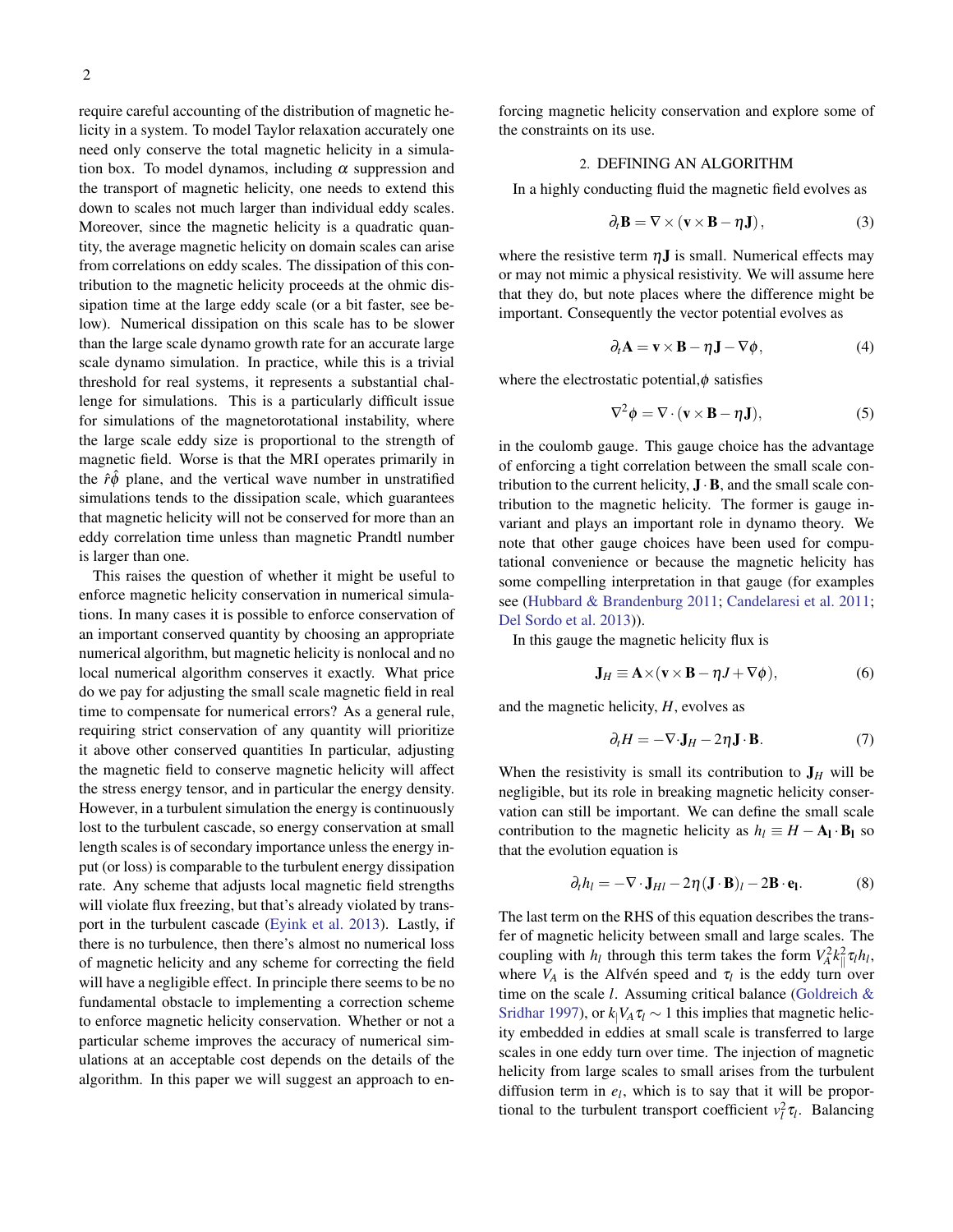require careful accounting of the distribution of magnetic helicity in a system. To model Taylor relaxation accurately one need only conserve the total magnetic helicity in a simulation box. To model dynamos, including $\alpha$ suppression and the transport of magnetic helicity, one needs to extend this down to scales not much larger than individual eddy scales. Moreover, since the magnetic helicity is a quadratic quantity, the average magnetic helicity on domain scales can arise from correlations on eddy scales. The dissipation of this contribution to the magnetic helicity proceeds at the ohmic dissipation time at the large eddy scale (or a bit faster, see below). Numerical dissipation on this scale has to be slower than the large scale dynamo growth rate for an accurate large scale dynamo simulation. In practice, while this is a trivial threshold for real systems, it represents a substantial challenge for simulations. This is a particularly difficult issue for simulations of the magnetorotational instability, where the large scale eddy size is proportional to the strength of magnetic field. Worse is that the MRI operates primarily in the $\hat{r}\hat{\phi}$ plane, and the vertical wave number in unstratified simulations tends to the dissipation scale, which guarantees that magnetic helicity will not be conserved for more than an eddy correlation time unless than magnetic Prandtl number is larger than one.

This raises the question of whether it might be useful to enforce magnetic helicity conservation in numerical simulations. In many cases it is possible to enforce conservation of an important conserved quantity by choosing an appropriate numerical algorithm, but magnetic helicity is nonlocal and no local numerical algorithm conserves it exactly. What price do we pay for adjusting the small scale magnetic field in real time to compensate for numerical errors? As a general rule, requiring strict conservation of any quantity will prioritize it above other conserved quantities In particular, adjusting the magnetic field to conserve magnetic helicity will affect the stress energy tensor, and in particular the energy density. However, in a turbulent simulation the energy is continuously lost to the turbulent cascade, so energy conservation at small length scales is of secondary importance unless the energy input (or loss) is comparable to the turbulent energy dissipation rate. Any scheme that adjusts local magnetic field strengths will violate flux freezing, but that's already violated by transport in the turbulent cascade (Eyink et al. 2013). Lastly, if there is no turbulence, then there's almost no numerical loss of magnetic helicity and any scheme for correcting the field will have a negligible effect. In principle there seems to be no fundamental obstacle to implementing a correction scheme to enforce magnetic helicity conservation. Whether or not a particular scheme improves the accuracy of numerical simulations at an acceptable cost depends on the details of the algorithm. In this paper we will suggest an approach to enforcing magnetic helicity conservation and explore some of the constraints on its use.

## 2. DEFINING AN ALGORITHM

In a highly conducting fluid the magnetic field evolves as

$$\partial_t \mathbf{B} = \nabla\times(\mathbf{v}\times\mathbf{B}-\eta\mathbf{J}), \tag{3}$$

where the resistive term $\eta\mathbf{J}$ is small. Numerical effects may or may not mimic a physical resistivity. We will assume here that they do, but note places where the difference might be important. Consequently the vector potential evolves as

$$\partial_t \mathbf{A} = \mathbf{v}\times\mathbf{B}-\eta\mathbf{J}-\nabla\phi, \tag{4}$$

where the electrostatic potential,$\phi$ satisfies

$$\nabla^2\phi = \nabla\cdot(\mathbf{v}\times\mathbf{B}-\eta\mathbf{J}), \tag{5}$$

in the coulomb gauge. This gauge choice has the advantage of enforcing a tight correlation between the small scale contribution to the current helicity, $\mathbf{J}\cdot\mathbf{B}$, and the small scale contribution to the magnetic helicity. The former is gauge invariant and plays an important role in dynamo theory. We note that other gauge choices have been used for computational convenience or because the magnetic helicity has some compelling interpretation in that gauge (for examples see (Hubbard & Brandenburg 2011; Candelaresi et al. 2011; Del Sordo et al. 2013)).

In this gauge the magnetic helicity flux is

$$\mathbf{J}_H \equiv \mathbf{A}\times(\mathbf{v}\times\mathbf{B}-\eta J+\nabla\phi), \tag{6}$$

and the magnetic helicity, $H$, evolves as

$$\partial_t H = -\nabla\cdot\mathbf{J}_H - 2\eta\mathbf{J}\cdot\mathbf{B}. \tag{7}$$

When the resistivity is small its contribution to $\mathbf{J}_H$ will be negligible, but its role in breaking magnetic helicity conservation can still be important. We can define the small scale contribution to the magnetic helicity as $h_l \equiv H - \mathbf{A_l}\cdot\mathbf{B_l}$ so that the evolution equation is

$$\partial_t h_l = -\nabla\cdot\mathbf{J}_{Hl} - 2\eta(\mathbf{J}\cdot\mathbf{B})_l - 2\mathbf{B}\cdot\mathbf{e_l}. \tag{8}$$

The last term on the RHS of this equation describes the transfer of magnetic helicity between small and large scales. The coupling with $h_l$ through this term takes the form $V_A^2 k_\parallel^2 \tau_l h_l$, where $V_A$ is the Alfvén speed and $\tau_l$ is the eddy turn over time on the scale $l$. Assuming critical balance (Goldreich & Sridhar 1997), or $k_| V_A \tau_l \sim 1$ this implies that magnetic helicity embedded in eddies at small scale is transferred to large scales in one eddy turn over time. The injection of magnetic helicity from large scales to small arises from the turbulent diffusion term in $e_l$, which is to say that it will be proportional to the turbulent transport coefficient $v_l^2\tau_l$. Balancing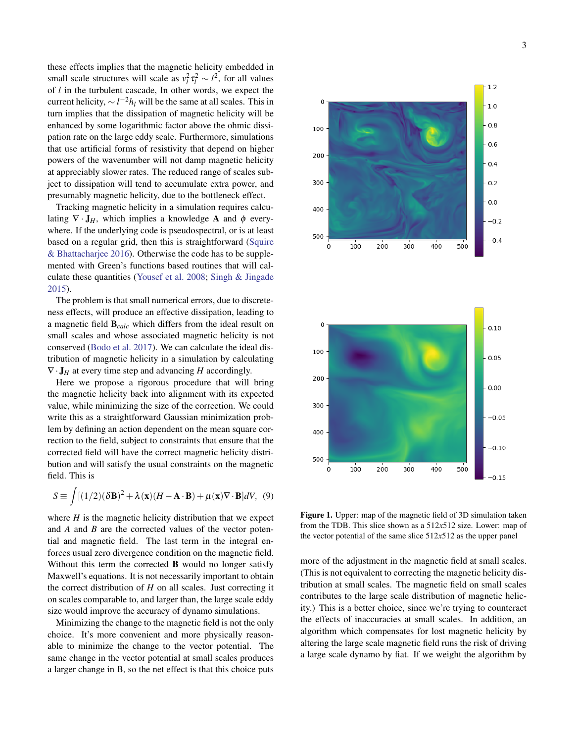these effects implies that the magnetic helicity embedded in small scale structures will scale as $v_l^2\tau_l^2 \sim l^2$, for all values of $l$ in the turbulent cascade, In other words, we expect the current helicity, $\sim l^{-2}h_l$ will be the same at all scales. This in turn implies that the dissipation of magnetic helicity will be enhanced by some logarithmic factor above the ohmic dissipation rate on the large eddy scale. Furthermore, simulations that use artificial forms of resistivity that depend on higher powers of the wavenumber will not damp magnetic helicity at appreciably slower rates. The reduced range of scales subject to dissipation will tend to accumulate extra power, and presumably magnetic helicity, due to the bottleneck effect.

Tracking magnetic helicity in a simulation requires calculating $\nabla \cdot \mathbf{J}_H$, which implies a knowledge $\mathbf{A}$ and $\phi$ everywhere. If the underlying code is pseudospectral, or is at least based on a regular grid, then this is straightforward (Squire & Bhattacharjee 2016). Otherwise the code has to be supplemented with Green's functions based routines that will calculate these quantities (Yousef et al. 2008; Singh & Jingade 2015).

The problem is that small numerical errors, due to discreteness effects, will produce an effective dissipation, leading to a magnetic field $\mathbf{B}_{calc}$ which differs from the ideal result on small scales and whose associated magnetic helicity is not conserved (Bodo et al. 2017). We can calculate the ideal distribution of magnetic helicity in a simulation by calculating $\nabla \cdot \mathbf{J}_H$ at every time step and advancing $H$ accordingly.

Here we propose a rigorous procedure that will bring the magnetic helicity back into alignment with its expected value, while minimizing the size of the correction. We could write this as a straightforward Gaussian minimization problem by defining an action dependent on the mean square correction to the field, subject to constraints that ensure that the corrected field will have the correct magnetic helicity distribution and will satisfy the usual constraints on the magnetic field. This is

$$S \equiv \int [(1/2)(\delta \mathbf{B})^2 + \lambda(\mathbf{x})(H - \mathbf{A}\cdot\mathbf{B}) + \mu(\mathbf{x})\nabla\cdot\mathbf{B}]dV, \quad (9)$$

where $H$ is the magnetic helicity distribution that we expect and $A$ and $B$ are the corrected values of the vector potential and magnetic field. The last term in the integral enforces usual zero divergence condition on the magnetic field. Without this term the corrected $\mathbf{B}$ would no longer satisfy Maxwell's equations. It is not necessarily important to obtain the correct distribution of $H$ on all scales. Just correcting it on scales comparable to, and larger than, the large scale eddy size would improve the accuracy of dynamo simulations.

Minimizing the change to the magnetic field is not the only choice. It's more convenient and more physically reasonable to minimize the change to the vector potential. The same change in the vector potential at small scales produces a larger change in B, so the net effect is that this choice puts more of the adjustment in the magnetic field at small scales. (This is not equivalent to correcting the magnetic helicity distribution at small scales. The magnetic field on small scales contributes to the large scale distribution of magnetic helicity.) This is a better choice, since we're trying to counteract the effects of inaccuracies at small scales. In addition, an algorithm which compensates for lost magnetic helicity by altering the large scale magnetic field runs the risk of driving a large scale dynamo by fiat. If we weight the algorithm by

**Figure 1.** Upper: map of the magnetic field of 3D simulation taken from the TDB. This slice shown as a 512x512 size. Lower: map of the vector potential of the same slice 512x512 as the upper panel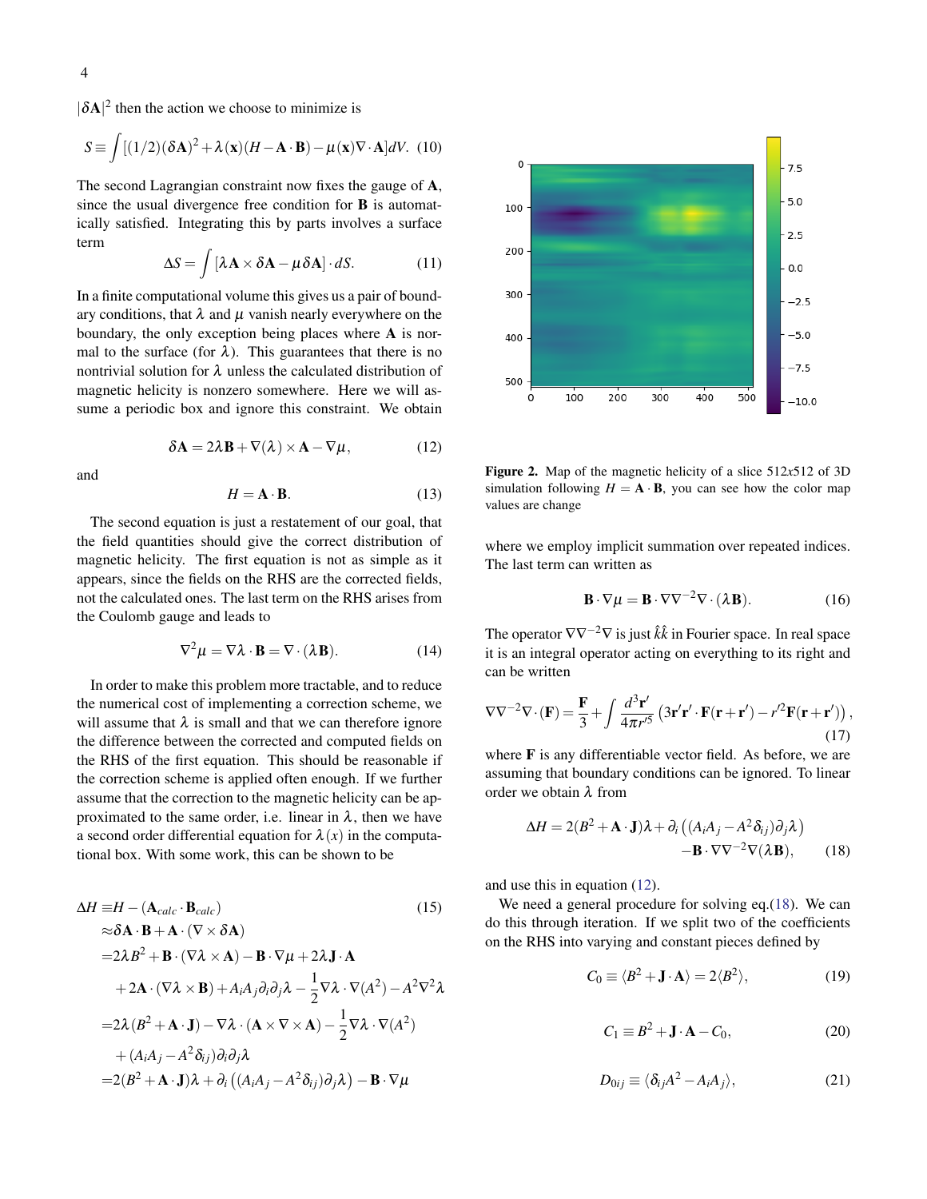$|\delta \mathbf{A}|^2$ then the action we choose to minimize is

$$S \equiv \int [(1/2)(\delta \mathbf{A})^2 + \lambda(\mathbf{x})(H - \mathbf{A}\cdot\mathbf{B}) - \mu(\mathbf{x})\nabla\cdot\mathbf{A}]dV. \quad (10)$$

The second Lagrangian constraint now fixes the gauge of $\mathbf{A}$, since the usual divergence free condition for $\mathbf{B}$ is automatically satisfied. Integrating this by parts involves a surface term

$$\Delta S = \int [\lambda \mathbf{A} \times \delta \mathbf{A} - \mu \delta \mathbf{A}] \cdot dS. \quad (11)$$

In a finite computational volume this gives us a pair of boundary conditions, that $\lambda$ and $\mu$ vanish nearly everywhere on the boundary, the only exception being places where $\mathbf{A}$ is normal to the surface (for $\lambda$). This guarantees that there is no nontrivial solution for $\lambda$ unless the calculated distribution of magnetic helicity is nonzero somewhere. Here we will assume a periodic box and ignore this constraint. We obtain

$$\delta \mathbf{A} = 2\lambda \mathbf{B} + \nabla(\lambda) \times \mathbf{A} - \nabla \mu, \quad (12)$$

and

$$H = \mathbf{A}\cdot\mathbf{B}. \quad (13)$$

The second equation is just a restatement of our goal, that the field quantities should give the correct distribution of magnetic helicity. The first equation is not as simple as it appears, since the fields on the RHS are the corrected fields, not the calculated ones. The last term on the RHS arises from the Coulomb gauge and leads to

$$\nabla^2 \mu = \nabla\lambda \cdot \mathbf{B} = \nabla\cdot(\lambda \mathbf{B}). \quad (14)$$

In order to make this problem more tractable, and to reduce the numerical cost of implementing a correction scheme, we will assume that $\lambda$ is small and that we can therefore ignore the difference between the corrected and computed fields on the RHS of the first equation. This should be reasonable if the correction scheme is applied often enough. If we further assume that the correction to the magnetic helicity can be approximated to the same order, i.e. linear in $\lambda$, then we have a second order differential equation for $\lambda(x)$ in the computational box. With some work, this can be shown to be

$$\begin{aligned}
\Delta H \equiv & H - (\mathbf{A}_{calc}\cdot\mathbf{B}_{calc}) \quad (15)\\
\approx & \delta\mathbf{A}\cdot\mathbf{B} + \mathbf{A}\cdot(\nabla\times\delta\mathbf{A})\\
= & 2\lambda B^2 + \mathbf{B}\cdot(\nabla\lambda\times\mathbf{A}) - \mathbf{B}\cdot\nabla\mu + 2\lambda\mathbf{J}\cdot\mathbf{A}\\
& + 2\mathbf{A}\cdot(\nabla\lambda\times\mathbf{B}) + A_iA_j\partial_i\partial_j\lambda - \frac{1}{2}\nabla\lambda\cdot\nabla(A^2) - A^2\nabla^2\lambda\\
= & 2\lambda(B^2 + \mathbf{A}\cdot\mathbf{J}) - \nabla\lambda\cdot(\mathbf{A}\times\nabla\times\mathbf{A}) - \frac{1}{2}\nabla\lambda\cdot\nabla(A^2)\\
& + (A_iA_j - A^2\delta_{ij})\partial_i\partial_j\lambda\\
= & 2(B^2 + \mathbf{A}\cdot\mathbf{J})\lambda + \partial_i\left((A_iA_j - A^2\delta_{ij})\partial_j\lambda\right) - \mathbf{B}\cdot\nabla\mu
\end{aligned}$$

Figure 2. Map of the magnetic helicity of a slice 512x512 of 3D simulation following $H = \mathbf{A}\cdot\mathbf{B}$, you can see how the color map values are change

where we employ implicit summation over repeated indices. The last term can written as

$$\mathbf{B}\cdot\nabla\mu = \mathbf{B}\cdot\nabla\nabla^{-2}\nabla\cdot(\lambda\mathbf{B}). \quad (16)$$

The operator $\nabla\nabla^{-2}\nabla$ is just $\hat{k}\hat{k}$ in Fourier space. In real space it is an integral operator acting on everything to its right and can be written

$$\nabla\nabla^{-2}\nabla\cdot(\mathbf{F}) = \frac{\mathbf{F}}{3} + \int \frac{d^3\mathbf{r}'}{4\pi r'^5}\left(3\mathbf{r}'\mathbf{r}'\cdot\mathbf{F}(\mathbf{r}+\mathbf{r}') - r'^2\mathbf{F}(\mathbf{r}+\mathbf{r}')\right), \quad (17)$$

where $\mathbf{F}$ is any differentiable vector field. As before, we are assuming that boundary conditions can be ignored. To linear order we obtain $\lambda$ from

$$\begin{aligned}
\Delta H = & 2(B^2 + \mathbf{A}\cdot\mathbf{J})\lambda + \partial_i\left((A_iA_j - A^2\delta_{ij})\partial_j\lambda\right)\\
& - \mathbf{B}\cdot\nabla\nabla^{-2}\nabla(\lambda\mathbf{B}), \quad (18)
\end{aligned}$$

and use this in equation (12).

We need a general procedure for solving eq.(18). We can do this through iteration. If we split two of the coefficients on the RHS into varying and constant pieces defined by

$$C_0 \equiv \langle B^2 + \mathbf{J}\cdot\mathbf{A}\rangle = 2\langle B^2\rangle, \quad (19)$$

$$C_1 \equiv B^2 + \mathbf{J}\cdot\mathbf{A} - C_0, \quad (20)$$

$$D_{0ij} \equiv \langle \delta_{ij}A^2 - A_iA_j\rangle, \quad (21)$$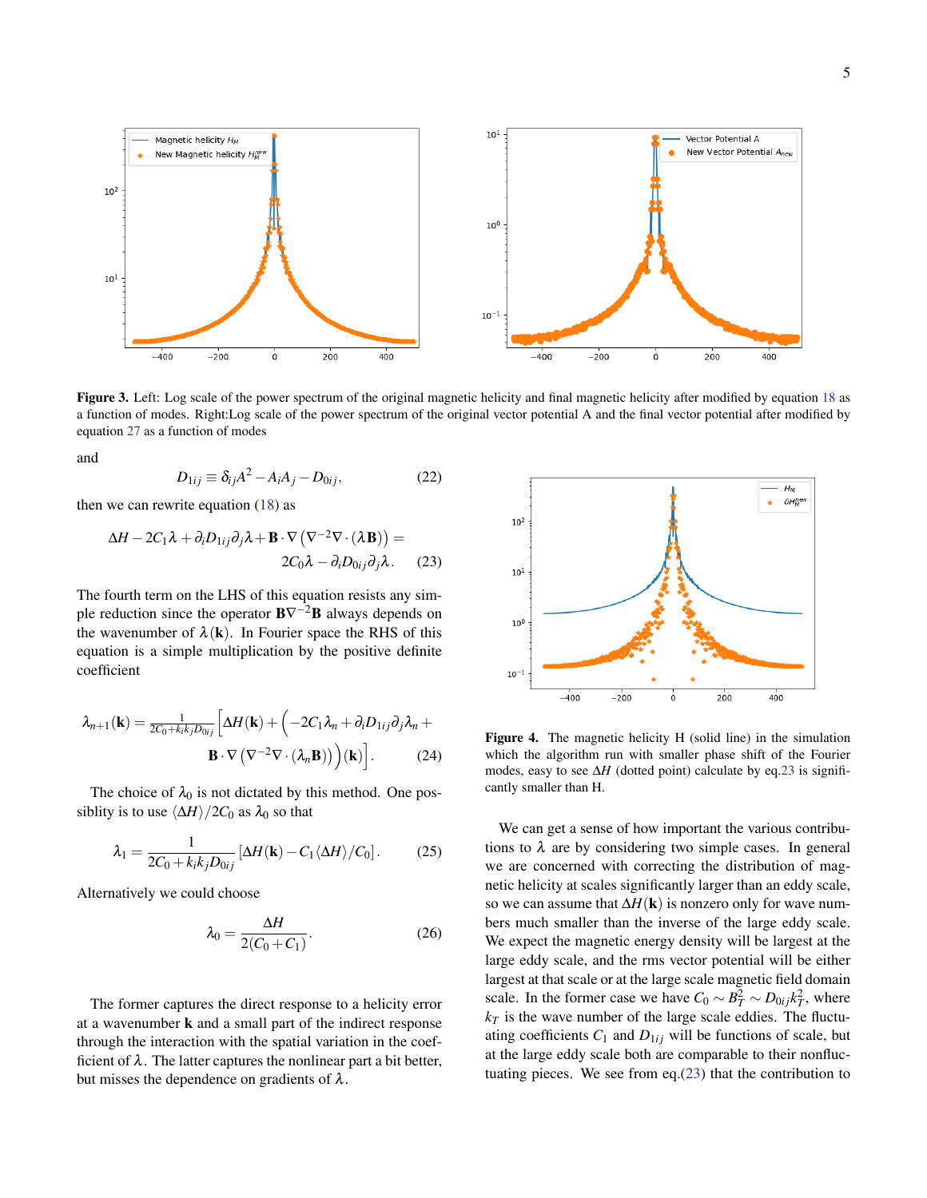**Figure 3.** Left: Log scale of the power spectrum of the original magnetic helicity and final magnetic helicity after modified by equation 18 as a function of modes. Right:Log scale of the power spectrum of the original vector potential A and the final vector potential after modified by equation 27 as a function of modes

and

$$D_{1ij} \equiv \delta_{ij}A^2 - A_iA_j - D_{0ij}, \tag{22}$$

then we can rewrite equation (18) as

$$\Delta H - 2C_1\lambda + \partial_i D_{1ij}\partial_j\lambda + \mathbf{B}\cdot\nabla\left(\nabla^{-2}\nabla\cdot(\lambda\mathbf{B})\right) = 2C_0\lambda - \partial_i D_{0ij}\partial_j\lambda. \tag{23}$$

The fourth term on the LHS of this equation resists any simple reduction since the operator $\mathbf{B}\nabla^{-2}\mathbf{B}$ always depends on the wavenumber of $\lambda(\mathbf{k})$. In Fourier space the RHS of this equation is a simple multiplication by the positive definite coefficient

$$\lambda_{n+1}(\mathbf{k}) = \frac{1}{2C_0 + k_ik_jD_{0ij}}\Big[\Delta H(\mathbf{k}) + \Big(-2C_1\lambda_n + \partial_i D_{1ij}\partial_j\lambda_n + \mathbf{B}\cdot\nabla\left(\nabla^{-2}\nabla\cdot(\lambda_n\mathbf{B})\right)\Big)(\mathbf{k})\Big]. \tag{24}$$

The choice of $\lambda_0$ is not dictated by this method. One possiblity is to use $\langle\Delta H\rangle/2C_0$ as $\lambda_0$ so that

$$\lambda_1 = \frac{1}{2C_0 + k_kk_jD_{0ij}}\left[\Delta H(\mathbf{k}) - C_1\langle\Delta H\rangle/C_0\right]. \tag{25}$$

Alternatively we could choose

$$\lambda_0 = \frac{\Delta H}{2(C_0 + C_1)}. \tag{26}$$

The former captures the direct response to a helicity error at a wavenumber $\mathbf{k}$ and a small part of the indirect response through the interaction with the spatial variation in the coefficient of $\lambda$. The latter captures the nonlinear part a bit better, but misses the dependence on gradients of $\lambda$.

**Figure 4.** The magnetic helicity H (solid line) in the simulation which the algorithm run with smaller phase shift of the Fourier modes, easy to see $\Delta H$ (dotted point) calculate by eq.23 is significantly smaller than H.

We can get a sense of how important the various contributions to $\lambda$ are by considering two simple cases. In general we are concerned with correcting the distribution of magnetic helicity at scales significantly larger than an eddy scale, so we can assume that $\Delta H(\mathbf{k})$ is nonzero only for wave numbers much smaller than the inverse of the large eddy scale. We expect the magnetic energy density will be largest at the large eddy scale, and the rms vector potential will be either largest at that scale or at the large scale magnetic field domain scale. In the former case we have $C_0 \sim B_T^2 \sim D_{0ij}k_T^2$, where $k_T$ is the wave number of the large scale eddies. The fluctuating coefficients $C_1$ and $D_{1ij}$ will be functions of scale, but at the large eddy scale both are comparable to their nonfluctuating pieces. We see from eq.(23) that the contribution to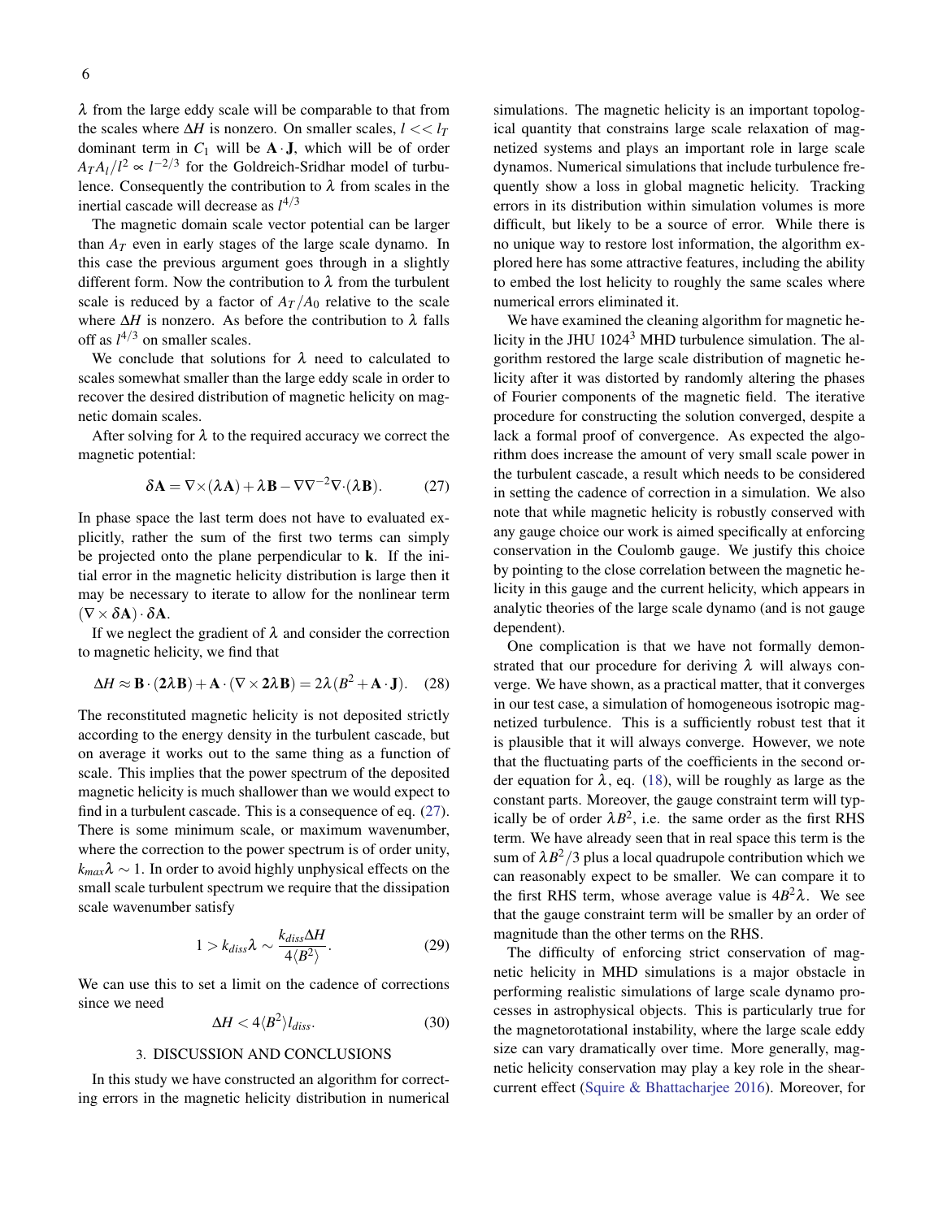$\lambda$ from the large eddy scale will be comparable to that from the scales where $\Delta H$ is nonzero. On smaller scales, $l << l_T$ dominant term in $C_1$ will be $\mathbf{A}\cdot\mathbf{J}$, which will be of order $A_T A_l/l^2 \propto l^{-2/3}$ for the Goldreich-Sridhar model of turbulence. Consequently the contribution to $\lambda$ from scales in the inertial cascade will decrease as $l^{4/3}$

The magnetic domain scale vector potential can be larger than $A_T$ even in early stages of the large scale dynamo. In this case the previous argument goes through in a slightly different form. Now the contribution to $\lambda$ from the turbulent scale is reduced by a factor of $A_T/A_0$ relative to the scale where $\Delta H$ is nonzero. As before the contribution to $\lambda$ falls off as $l^{4/3}$ on smaller scales.

We conclude that solutions for $\lambda$ need to calculated to scales somewhat smaller than the large eddy scale in order to recover the desired distribution of magnetic helicity on magnetic domain scales.

After solving for $\lambda$ to the required accuracy we correct the magnetic potential:

$$\delta\mathbf{A} = \nabla\times(\lambda\mathbf{A}) + \lambda\mathbf{B} - \nabla\nabla^{-2}\nabla\cdot(\lambda\mathbf{B}). \qquad (27)$$

In phase space the last term does not have to evaluated explicitly, rather the sum of the first two terms can simply be projected onto the plane perpendicular to $\mathbf{k}$. If the initial error in the magnetic helicity distribution is large then it may be necessary to iterate to allow for the nonlinear term $(\nabla\times\delta\mathbf{A})\cdot\delta\mathbf{A}$.

If we neglect the gradient of $\lambda$ and consider the correction to magnetic helicity, we find that

$$\Delta H \approx \mathbf{B}\cdot(\mathbf{2}\lambda\mathbf{B}) + \mathbf{A}\cdot(\nabla\times\mathbf{2}\lambda\mathbf{B}) = 2\lambda(B^2 + \mathbf{A}\cdot\mathbf{J}). \quad (28)$$

The reconstituted magnetic helicity is not deposited strictly according to the energy density in the turbulent cascade, but on average it works out to the same thing as a function of scale. This implies that the power spectrum of the deposited magnetic helicity is much shallower than we would expect to find in a turbulent cascade. This is a consequence of eq. (27). There is some minimum scale, or maximum wavenumber, where the correction to the power spectrum is of order unity, $k_{max}\lambda \sim 1$. In order to avoid highly unphysical effects on the small scale turbulent spectrum we require that the dissipation scale wavenumber satisfy

$$1 > k_{diss}\lambda \sim \frac{k_{diss}\Delta H}{4\langle B^2\rangle}. \qquad (29)$$

We can use this to set a limit on the cadence of corrections since we need

$$\Delta H < 4\langle B^2\rangle l_{diss}. \qquad (30)$$

## 3. DISCUSSION AND CONCLUSIONS

In this study we have constructed an algorithm for correcting errors in the magnetic helicity distribution in numerical simulations. The magnetic helicity is an important topological quantity that constrains large scale relaxation of magnetized systems and plays an important role in large scale dynamos. Numerical simulations that include turbulence frequently show a loss in global magnetic helicity. Tracking errors in its distribution within simulation volumes is more difficult, but likely to be a source of error. While there is no unique way to restore lost information, the algorithm explored here has some attractive features, including the ability to embed the lost helicity to roughly the same scales where numerical errors eliminated it.

We have examined the cleaning algorithm for magnetic helicity in the JHU $1024^3$ MHD turbulence simulation. The algorithm restored the large scale distribution of magnetic helicity after it was distorted by randomly altering the phases of Fourier components of the magnetic field. The iterative procedure for constructing the solution converged, despite a lack a formal proof of convergence. As expected the algorithm does increase the amount of very small scale power in the turbulent cascade, a result which needs to be considered in setting the cadence of correction in a simulation. We also note that while magnetic helicity is robustly conserved with any gauge choice our work is aimed specifically at enforcing conservation in the Coulomb gauge. We justify this choice by pointing to the close correlation between the magnetic helicity in this gauge and the current helicity, which appears in analytic theories of the large scale dynamo (and is not gauge dependent).

One complication is that we have not formally demonstrated that our procedure for deriving $\lambda$ will always converge. We have shown, as a practical matter, that it converges in our test case, a simulation of homogeneous isotropic magnetized turbulence. This is a sufficiently robust test that it is plausible that it will always converge. However, we note that the fluctuating parts of the coefficients in the second order equation for $\lambda$, eq. (18), will be roughly as large as the constant parts. Moreover, the gauge constraint term will typically be of order $\lambda B^2$, i.e. the same order as the first RHS term. We have already seen that in real space this term is the sum of $\lambda B^2/3$ plus a local quadrupole contribution which we can reasonably expect to be smaller. We can compare it to the first RHS term, whose average value is $4B^2\lambda$. We see that the gauge constraint term will be smaller by an order of magnitude than the other terms on the RHS.

The difficulty of enforcing strict conservation of magnetic helicity in MHD simulations is a major obstacle in performing realistic simulations of large scale dynamo processes in astrophysical objects. This is particularly true for the magnetorotational instability, where the large scale eddy size can vary dramatically over time. More generally, magnetic helicity conservation may play a key role in the shear-current effect (Squire & Bhattacharjee 2016). Moreover, for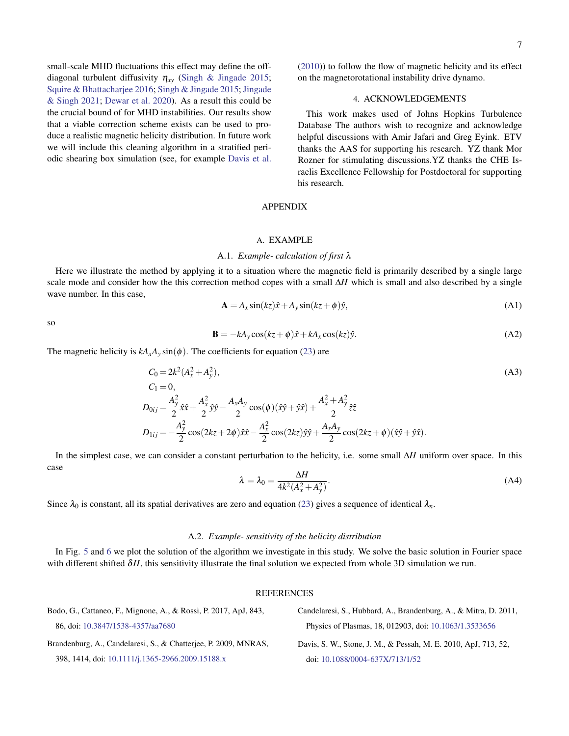small-scale MHD fluctuations this effect may define the off-diagonal turbulent diffusivity $\eta_{xy}$ (Singh & Jingade 2015; Squire & Bhattacharjee 2016; Singh & Jingade 2015; Jingade & Singh 2021; Dewar et al. 2020). As a result this could be the crucial bound of for MHD instabilities. Our results show that a viable correction scheme exists can be used to produce a realistic magnetic helicity distribution. In future work we will include this cleaning algorithm in a stratified periodic shearing box simulation (see, for example Davis et al. (2010)) to follow the flow of magnetic helicity and its effect on the magnetorotational instability drive dynamo.

## 4. ACKNOWLEDGEMENTS

This work makes used of Johns Hopkins Turbulence Database The authors wish to recognize and acknowledge helpful discussions with Amir Jafari and Greg Eyink. ETV thanks the AAS for supporting his research. YZ thank Mor Rozner for stimulating discussions.YZ thanks the CHE Israelis Excellence Fellowship for Postdoctoral for supporting his research.

# APPENDIX

## A. EXAMPLE

### A.1. *Example- calculation of first $\lambda$*

Here we illustrate the method by applying it to a situation where the magnetic field is primarily described by a single large scale mode and consider how the this correction method copes with a small $\Delta H$ which is small and also described by a single wave number. In this case,

$$\mathbf{A} = A_x \sin(kz)\hat{x} + A_y \sin(kz+\phi)\hat{y}, \tag{A1}$$

so

$$\mathbf{B} = -kA_y \cos(kz+\phi)\hat{x} + kA_x \cos(kz)\hat{y}. \tag{A2}$$

The magnetic helicity is $kA_xA_y\sin(\phi)$. The coefficients for equation (23) are

$$\begin{aligned}
C_0 &= 2k^2(A_x^2+A_y^2), \\
C_1 &= 0, \\
D_{0ij} &= \frac{A_y^2}{2}\hat{x}\hat{x} + \frac{A_x^2}{2}\hat{y}\hat{y} - \frac{A_xA_y}{2}\cos(\phi)(\hat{x}\hat{y}+\hat{y}\hat{x}) + \frac{A_x^2+A_y^2}{2}\hat{z}\hat{z} \\
D_{1ij} &= -\frac{A_y^2}{2}\cos(2kz+2\phi)\hat{x}\hat{x} - \frac{A_x^2}{2}\cos(2kz)\hat{y}\hat{y} + \frac{A_xA_y}{2}\cos(2kz+\phi)(\hat{x}\hat{y}+\hat{y}\hat{x}).
\end{aligned} \tag{A3}$$

In the simplest case, we can consider a constant perturbation to the helicity, i.e. some small $\Delta H$ uniform over space. In this case

$$\lambda = \lambda_0 = \frac{\Delta H}{4k^2(A_x^2+A_y^2)}. \tag{A4}$$

Since $\lambda_0$ is constant, all its spatial derivatives are zero and equation (23) gives a sequence of identical $\lambda_n$.

### A.2. *Example- sensitivity of the helicity distribution*

In Fig. 5 and 6 we plot the solution of the algorithm we investigate in this study. We solve the basic solution in Fourier space with different shifted $\delta H$, this sensitivity illustrate the final solution we expected from whole 3D simulation we run.

## REFERENCES

Bodo, G., Cattaneo, F., Mignone, A., & Rossi, P. 2017, ApJ, 843, 86, doi: 10.3847/1538-4357/aa7680

Brandenburg, A., Candelaresi, S., & Chatterjee, P. 2009, MNRAS, 398, 1414, doi: 10.1111/j.1365-2966.2009.15188.x

Candelaresi, S., Hubbard, A., Brandenburg, A., & Mitra, D. 2011, Physics of Plasmas, 18, 012903, doi: 10.1063/1.3533656

Davis, S. W., Stone, J. M., & Pessah, M. E. 2010, ApJ, 713, 52, doi: 10.1088/0004-637X/713/1/52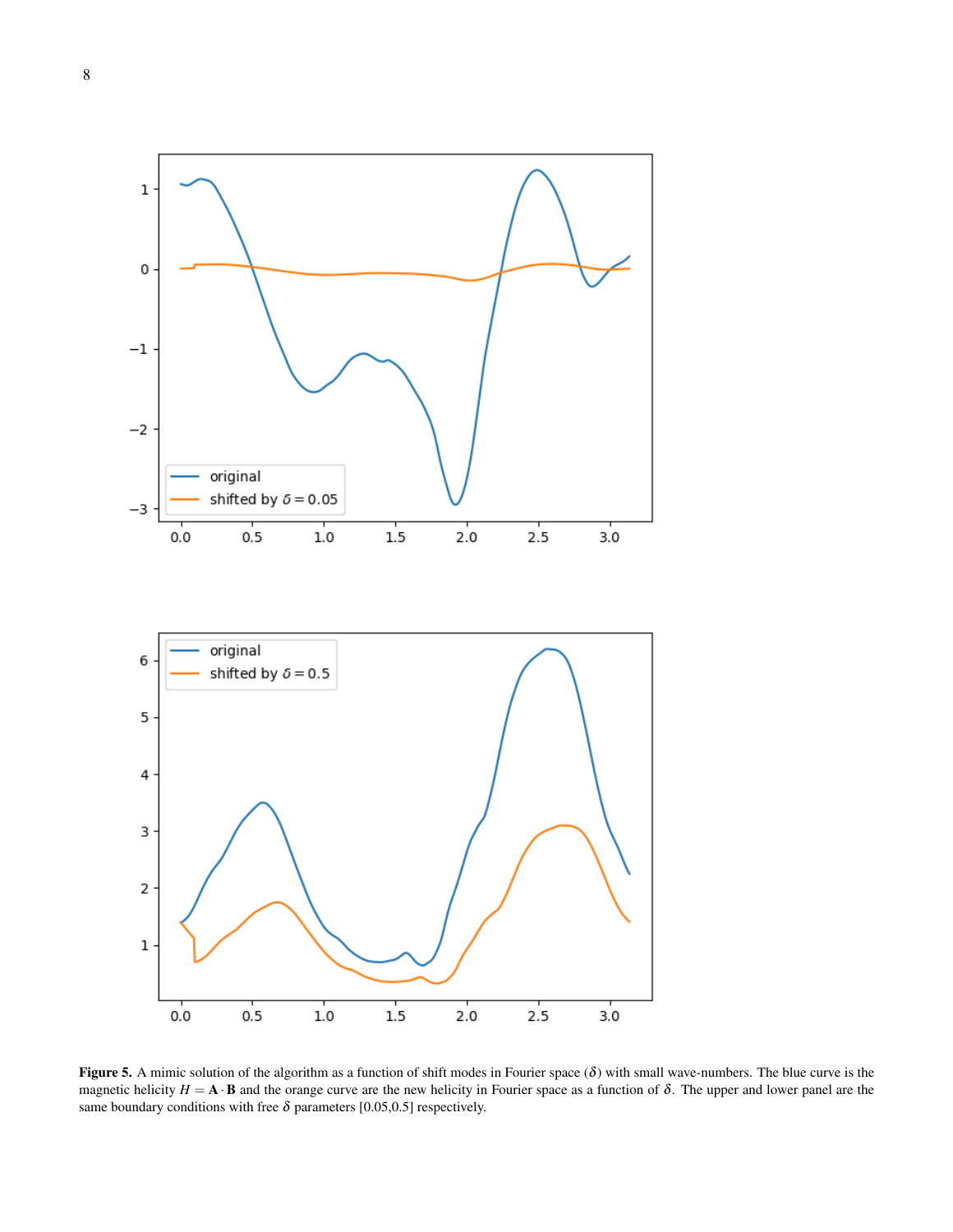**Figure 5.** A mimic solution of the algorithm as a function of shift modes in Fourier space ($\delta$) with small wave-numbers. The blue curve is the magnetic helicity $H = \mathbf{A} \cdot \mathbf{B}$ and the orange curve are the new helicity in Fourier space as a function of $\delta$. The upper and lower panel are the same boundary conditions with free $\delta$ parameters [0.05,0.5] respectively.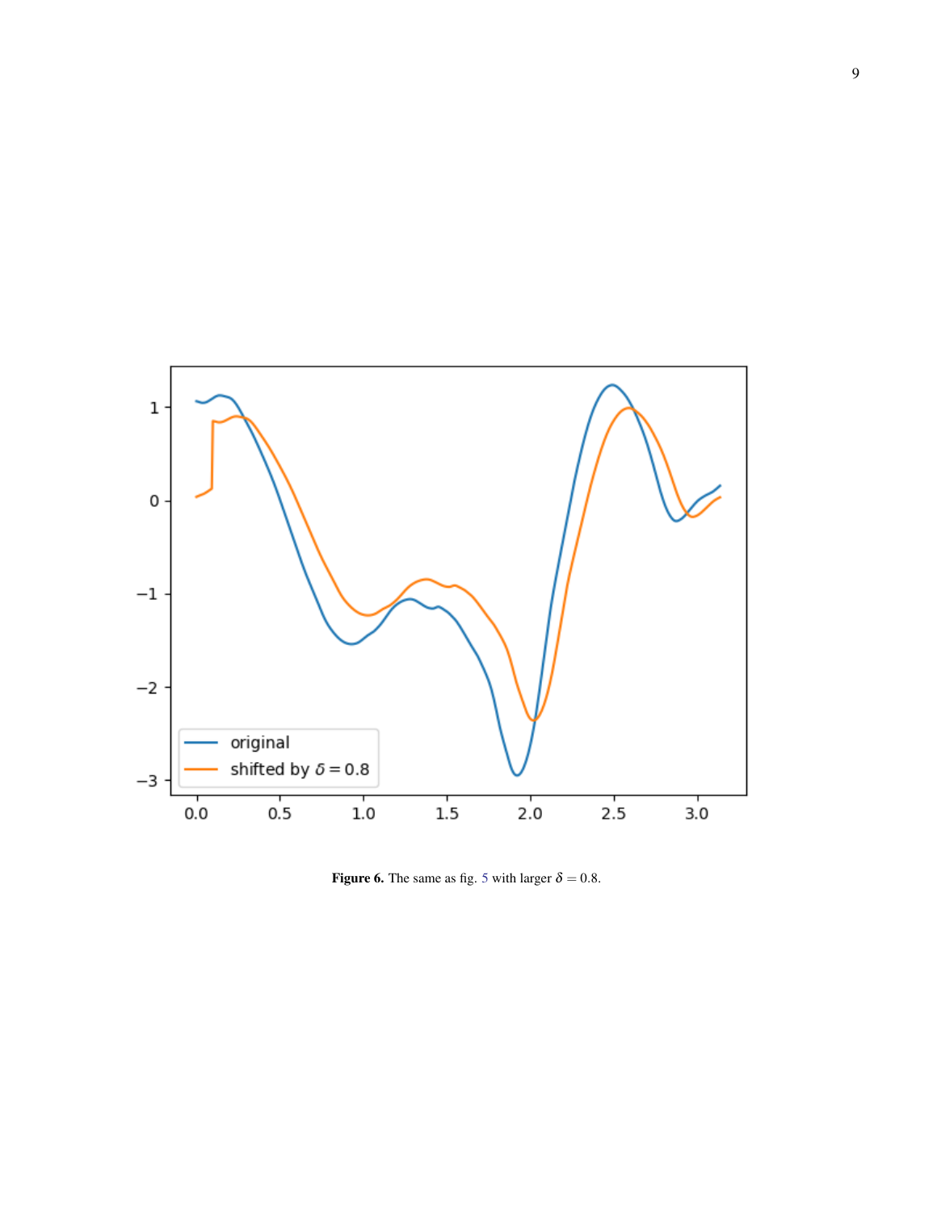**Figure 6.** The same as fig. 5 with larger $\delta = 0.8$.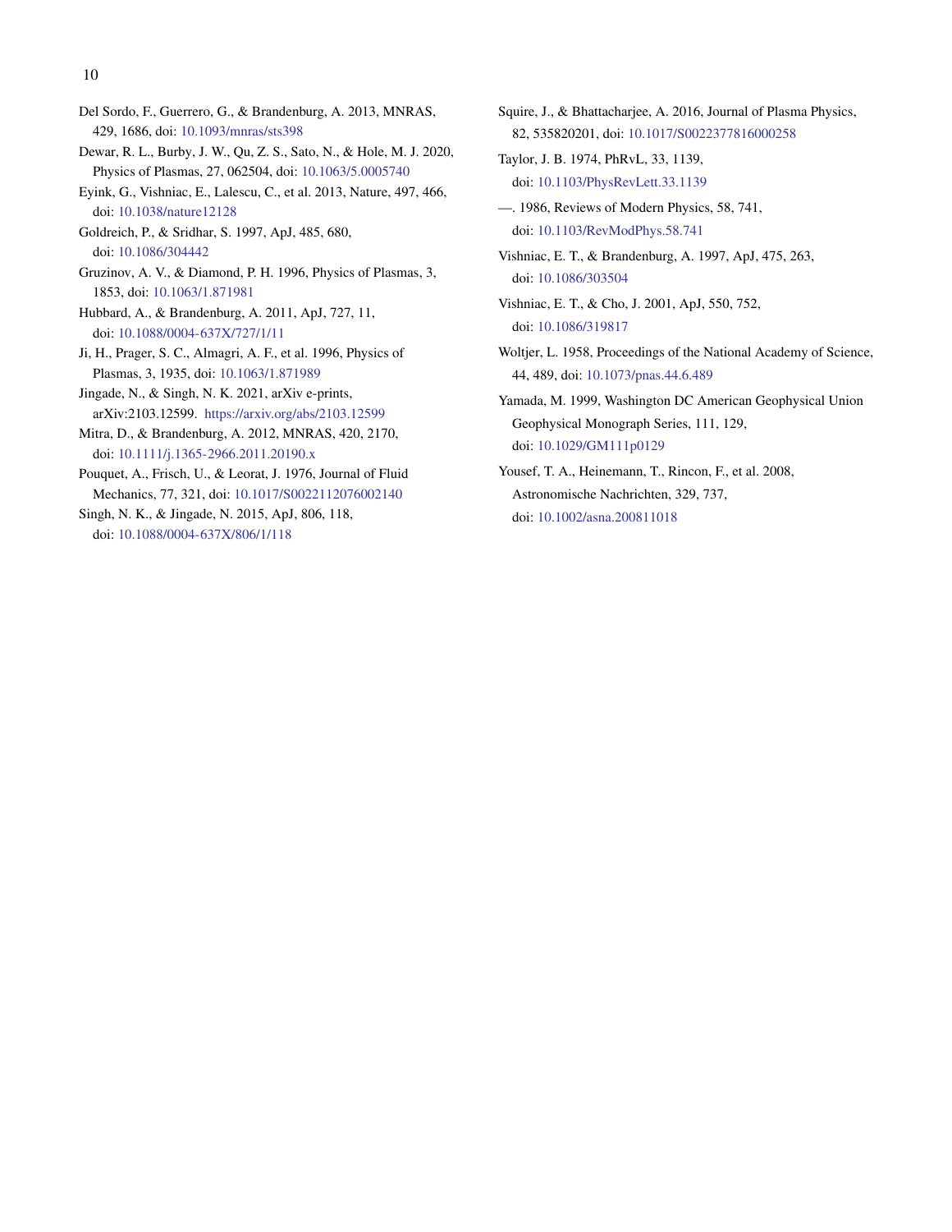Del Sordo, F., Guerrero, G., & Brandenburg, A. 2013, MNRAS, 429, 1686, doi: 10.1093/mnras/sts398

Dewar, R. L., Burby, J. W., Qu, Z. S., Sato, N., & Hole, M. J. 2020, Physics of Plasmas, 27, 062504, doi: 10.1063/5.0005740

Eyink, G., Vishniac, E., Lalescu, C., et al. 2013, Nature, 497, 466, doi: 10.1038/nature12128

Goldreich, P., & Sridhar, S. 1997, ApJ, 485, 680, doi: 10.1086/304442

Gruzinov, A. V., & Diamond, P. H. 1996, Physics of Plasmas, 3, 1853, doi: 10.1063/1.871981

Hubbard, A., & Brandenburg, A. 2011, ApJ, 727, 11, doi: 10.1088/0004-637X/727/1/11

Ji, H., Prager, S. C., Almagri, A. F., et al. 1996, Physics of Plasmas, 3, 1935, doi: 10.1063/1.871989

Jingade, N., & Singh, N. K. 2021, arXiv e-prints, arXiv:2103.12599. https://arxiv.org/abs/2103.12599

Mitra, D., & Brandenburg, A. 2012, MNRAS, 420, 2170, doi: 10.1111/j.1365-2966.2011.20190.x

Pouquet, A., Frisch, U., & Leorat, J. 1976, Journal of Fluid Mechanics, 77, 321, doi: 10.1017/S0022112076002140

Singh, N. K., & Jingade, N. 2015, ApJ, 806, 118, doi: 10.1088/0004-637X/806/1/118

Squire, J., & Bhattacharjee, A. 2016, Journal of Plasma Physics, 82, 535820201, doi: 10.1017/S0022377816000258

Taylor, J. B. 1974, PhRvL, 33, 1139, doi: 10.1103/PhysRevLett.33.1139

—. 1986, Reviews of Modern Physics, 58, 741, doi: 10.1103/RevModPhys.58.741

Vishniac, E. T., & Brandenburg, A. 1997, ApJ, 475, 263, doi: 10.1086/303504

Vishniac, E. T., & Cho, J. 2001, ApJ, 550, 752, doi: 10.1086/319817

Woltjer, L. 1958, Proceedings of the National Academy of Science, 44, 489, doi: 10.1073/pnas.44.6.489

Yamada, M. 1999, Washington DC American Geophysical Union Geophysical Monograph Series, 111, 129, doi: 10.1029/GM111p0129

Yousef, T. A., Heinemann, T., Rincon, F., et al. 2008, Astronomische Nachrichten, 329, 737, doi: 10.1002/asna.200811018